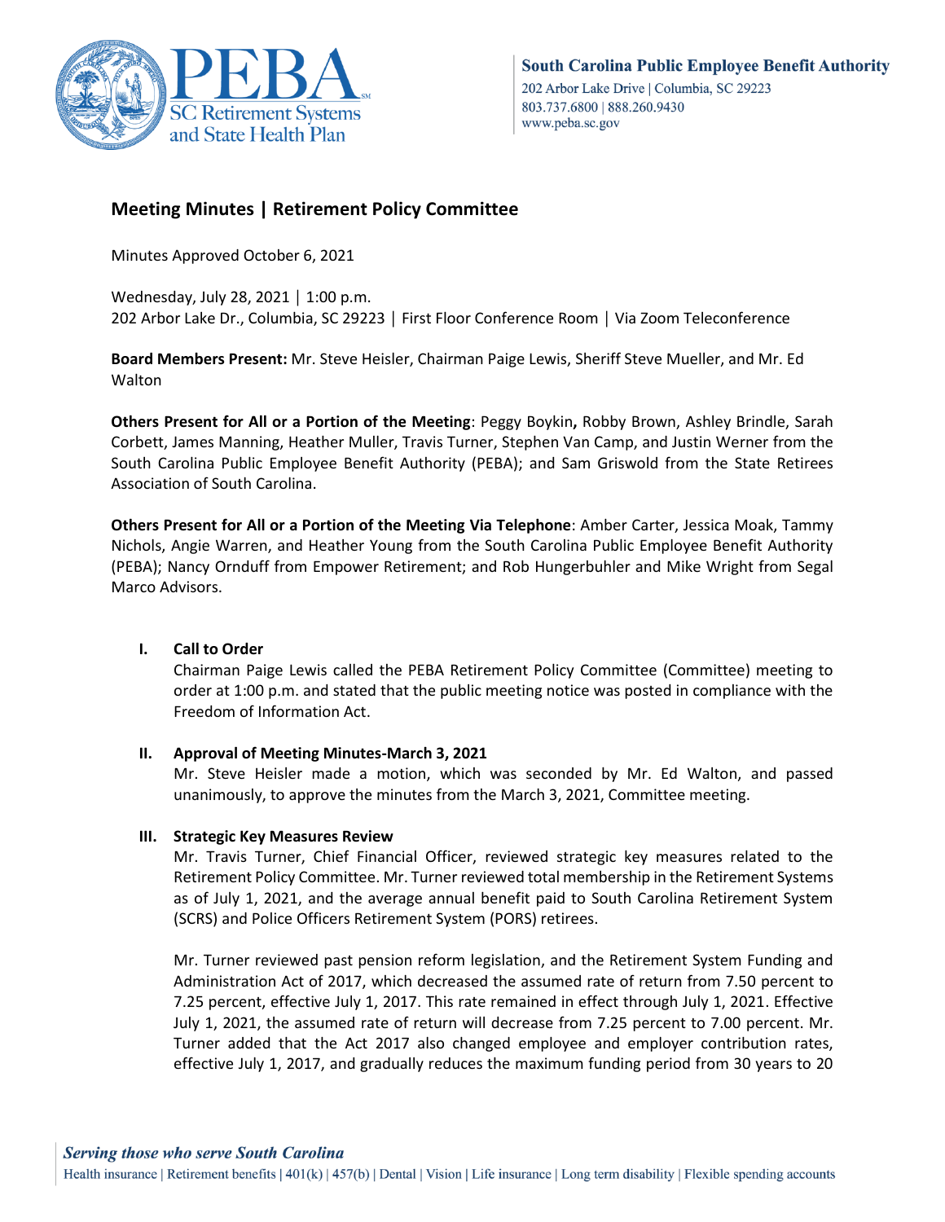# Meeting Minutes | Retirement Policy Committee

Minutes Approved October 6, 2021

Wednesday, July 28, 2021 | 1:00 p.m.
202 Arbor Lake Dr., Columbia, SC 29223 | First Floor Conference Room | Via Zoom Teleconference

**Board Members Present:** Mr. Steve Heisler, Chairman Paige Lewis, Sheriff Steve Mueller, and Mr. Ed Walton

**Others Present for All or a Portion of the Meeting**: Peggy Boykin**,** Robby Brown, Ashley Brindle, Sarah Corbett, James Manning, Heather Muller, Travis Turner, Stephen Van Camp, and Justin Werner from the South Carolina Public Employee Benefit Authority (PEBA); and Sam Griswold from the State Retirees Association of South Carolina.

**Others Present for All or a Portion of the Meeting Via Telephone**: Amber Carter, Jessica Moak, Tammy Nichols, Angie Warren, and Heather Young from the South Carolina Public Employee Benefit Authority (PEBA); Nancy Ornduff from Empower Retirement; and Rob Hungerbuhler and Mike Wright from Segal Marco Advisors.

## I. Call to Order

Chairman Paige Lewis called the PEBA Retirement Policy Committee (Committee) meeting to order at 1:00 p.m. and stated that the public meeting notice was posted in compliance with the Freedom of Information Act.

## II. Approval of Meeting Minutes-March 3, 2021

Mr. Steve Heisler made a motion, which was seconded by Mr. Ed Walton, and passed unanimously, to approve the minutes from the March 3, 2021, Committee meeting.

## III. Strategic Key Measures Review

Mr. Travis Turner, Chief Financial Officer, reviewed strategic key measures related to the Retirement Policy Committee. Mr. Turner reviewed total membership in the Retirement Systems as of July 1, 2021, and the average annual benefit paid to South Carolina Retirement System (SCRS) and Police Officers Retirement System (PORS) retirees.

Mr. Turner reviewed past pension reform legislation, and the Retirement System Funding and Administration Act of 2017, which decreased the assumed rate of return from 7.50 percent to 7.25 percent, effective July 1, 2017. This rate remained in effect through July 1, 2021. Effective July 1, 2021, the assumed rate of return will decrease from 7.25 percent to 7.00 percent. Mr. Turner added that the Act 2017 also changed employee and employer contribution rates, effective July 1, 2017, and gradually reduces the maximum funding period from 30 years to 20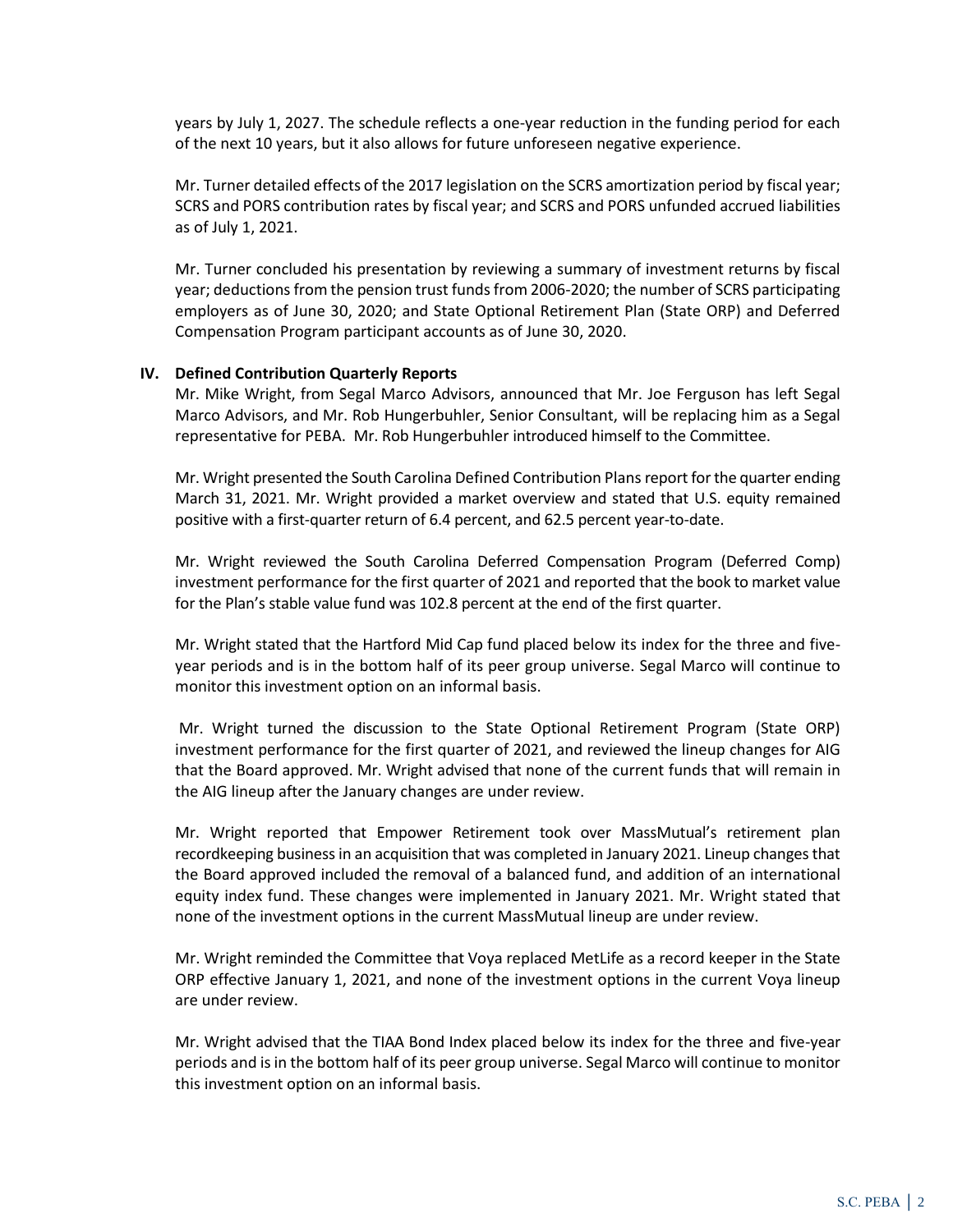years by July 1, 2027. The schedule reflects a one-year reduction in the funding period for each of the next 10 years, but it also allows for future unforeseen negative experience.

Mr. Turner detailed effects of the 2017 legislation on the SCRS amortization period by fiscal year; SCRS and PORS contribution rates by fiscal year; and SCRS and PORS unfunded accrued liabilities as of July 1, 2021.

Mr. Turner concluded his presentation by reviewing a summary of investment returns by fiscal year; deductions from the pension trust funds from 2006-2020; the number of SCRS participating employers as of June 30, 2020; and State Optional Retirement Plan (State ORP) and Deferred Compensation Program participant accounts as of June 30, 2020.

## IV. Defined Contribution Quarterly Reports

Mr. Mike Wright, from Segal Marco Advisors, announced that Mr. Joe Ferguson has left Segal Marco Advisors, and Mr. Rob Hungerbuhler, Senior Consultant, will be replacing him as a Segal representative for PEBA. Mr. Rob Hungerbuhler introduced himself to the Committee.

Mr. Wright presented the South Carolina Defined Contribution Plans report for the quarter ending March 31, 2021. Mr. Wright provided a market overview and stated that U.S. equity remained positive with a first-quarter return of 6.4 percent, and 62.5 percent year-to-date.

Mr. Wright reviewed the South Carolina Deferred Compensation Program (Deferred Comp) investment performance for the first quarter of 2021 and reported that the book to market value for the Plan's stable value fund was 102.8 percent at the end of the first quarter.

Mr. Wright stated that the Hartford Mid Cap fund placed below its index for the three and five-year periods and is in the bottom half of its peer group universe. Segal Marco will continue to monitor this investment option on an informal basis.

Mr. Wright turned the discussion to the State Optional Retirement Program (State ORP) investment performance for the first quarter of 2021, and reviewed the lineup changes for AIG that the Board approved. Mr. Wright advised that none of the current funds that will remain in the AIG lineup after the January changes are under review.

Mr. Wright reported that Empower Retirement took over MassMutual's retirement plan recordkeeping business in an acquisition that was completed in January 2021. Lineup changes that the Board approved included the removal of a balanced fund, and addition of an international equity index fund. These changes were implemented in January 2021. Mr. Wright stated that none of the investment options in the current MassMutual lineup are under review.

Mr. Wright reminded the Committee that Voya replaced MetLife as a record keeper in the State ORP effective January 1, 2021, and none of the investment options in the current Voya lineup are under review.

Mr. Wright advised that the TIAA Bond Index placed below its index for the three and five-year periods and is in the bottom half of its peer group universe. Segal Marco will continue to monitor this investment option on an informal basis.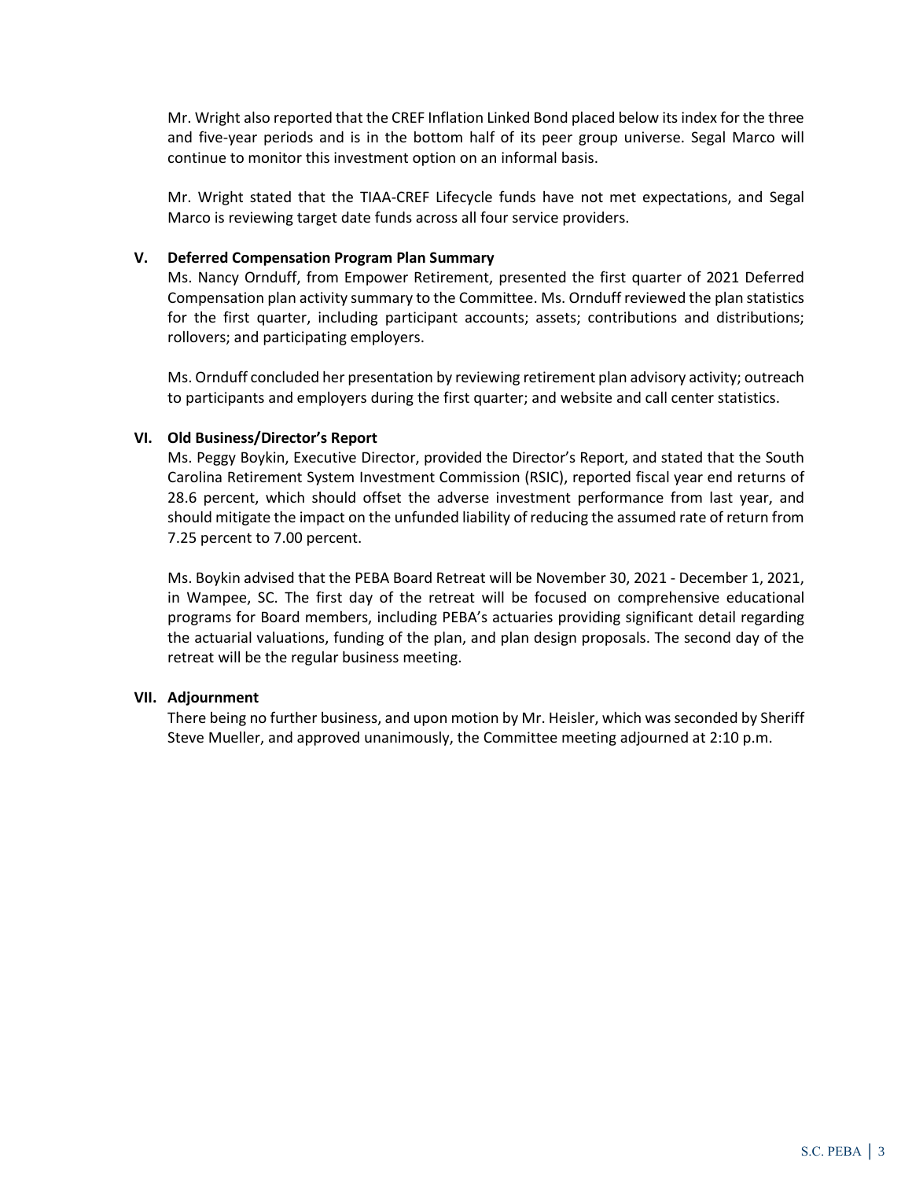Mr. Wright also reported that the CREF Inflation Linked Bond placed below its index for the three and five-year periods and is in the bottom half of its peer group universe. Segal Marco will continue to monitor this investment option on an informal basis.

Mr. Wright stated that the TIAA-CREF Lifecycle funds have not met expectations, and Segal Marco is reviewing target date funds across all four service providers.

**V. Deferred Compensation Program Plan Summary**

Ms. Nancy Ornduff, from Empower Retirement, presented the first quarter of 2021 Deferred Compensation plan activity summary to the Committee. Ms. Ornduff reviewed the plan statistics for the first quarter, including participant accounts; assets; contributions and distributions; rollovers; and participating employers.

Ms. Ornduff concluded her presentation by reviewing retirement plan advisory activity; outreach to participants and employers during the first quarter; and website and call center statistics.

**VI. Old Business/Director's Report**

Ms. Peggy Boykin, Executive Director, provided the Director's Report, and stated that the South Carolina Retirement System Investment Commission (RSIC), reported fiscal year end returns of 28.6 percent, which should offset the adverse investment performance from last year, and should mitigate the impact on the unfunded liability of reducing the assumed rate of return from 7.25 percent to 7.00 percent.

Ms. Boykin advised that the PEBA Board Retreat will be November 30, 2021 - December 1, 2021, in Wampee, SC. The first day of the retreat will be focused on comprehensive educational programs for Board members, including PEBA's actuaries providing significant detail regarding the actuarial valuations, funding of the plan, and plan design proposals. The second day of the retreat will be the regular business meeting.

**VII. Adjournment**

There being no further business, and upon motion by Mr. Heisler, which was seconded by Sheriff Steve Mueller, and approved unanimously, the Committee meeting adjourned at 2:10 p.m.